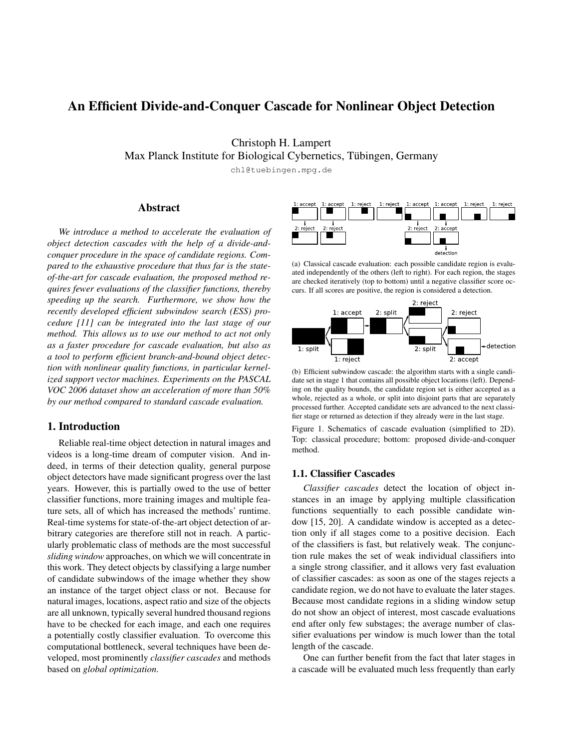# An Efficient Divide-and-Conquer Cascade for Nonlinear Object Detection

Christoph H. Lampert
Max Planck Institute for Biological Cybernetics, Tübingen, Germany
chl@tuebingen.mpg.de

## Abstract

*We introduce a method to accelerate the evaluation of object detection cascades with the help of a divide-and-conquer procedure in the space of candidate regions. Compared to the exhaustive procedure that thus far is the state-of-the-art for cascade evaluation, the proposed method requires fewer evaluations of the classifier functions, thereby speeding up the search. Furthermore, we show how the recently developed efficient subwindow search (ESS) procedure [11] can be integrated into the last stage of our method. This allows us to use our method to act not only as a faster procedure for cascade evaluation, but also as a tool to perform efficient branch-and-bound object detection with nonlinear quality functions, in particular kernelized support vector machines. Experiments on the PASCAL VOC 2006 dataset show an acceleration of more than 50% by our method compared to standard cascade evaluation.*

1: accept
1: accept
1: reject
1: reject
1: accept
1: accept
1: reject
1: reject
2: reject
2: reject
2: reject
2: accept
detection

(a) Classical cascade evaluation: each possible candidate region is evaluated independently of the others (left to right). For each region, the stages are checked iteratively (top to bottom) until a negative classifier score occurs. If all scores are positive, the region is considered a detection.

1: split
1: accept
1: reject
2: split
2: reject
2: split
2: reject
2: accept
detection

(b) Efficient subwindow cascade: the algorithm starts with a single candidate set in stage 1 that contains all possible object locations (left). Depending on the quality bounds, the candidate region set is either accepted as a whole, rejected as a whole, or split into disjoint parts that are separately processed further. Accepted candidate sets are advanced to the next classifier stage or returned as detection if they already were in the last stage.

Figure 1. Schematics of cascade evaluation (simplified to 2D). Top: classical procedure; bottom: proposed divide-and-conquer method.

## 1. Introduction

Reliable real-time object detection in natural images and videos is a long-time dream of computer vision. And indeed, in terms of their detection quality, general purpose object detectors have made significant progress over the last years. However, this is partially owed to the use of better classifier functions, more training images and multiple feature sets, all of which has increased the methods' runtime. Real-time systems for state-of-the-art object detection of arbitrary categories are therefore still not in reach. A particularly problematic class of methods are the most successful *sliding window* approaches, on which we will concentrate in this work. They detect objects by classifying a large number of candidate subwindows of the image whether they show an instance of the target object class or not. Because for natural images, locations, aspect ratio and size of the objects are all unknown, typically several hundred thousand regions have to be checked for each image, and each one requires a potentially costly classifier evaluation. To overcome this computational bottleneck, several techniques have been developed, most prominently *classifier cascades* and methods based on *global optimization*.

### 1.1. Classifier Cascades

*Classifier cascades* detect the location of object instances in an image by applying multiple classification functions sequentially to each possible candidate window [15, 20]. A candidate window is accepted as a detection only if all stages come to a positive decision. Each of the classifiers is fast, but relatively weak. The conjunction rule makes the set of weak individual classifiers into a single strong classifier, and it allows very fast evaluation of classifier cascades: as soon as one of the stages rejects a candidate region, we do not have to evaluate the later stages. Because most candidate regions in a sliding window setup do not show an object of interest, most cascade evaluations end after only few substages; the average number of classifier evaluations per window is much lower than the total length of the cascade.

One can further benefit from the fact that later stages in a cascade will be evaluated much less frequently than early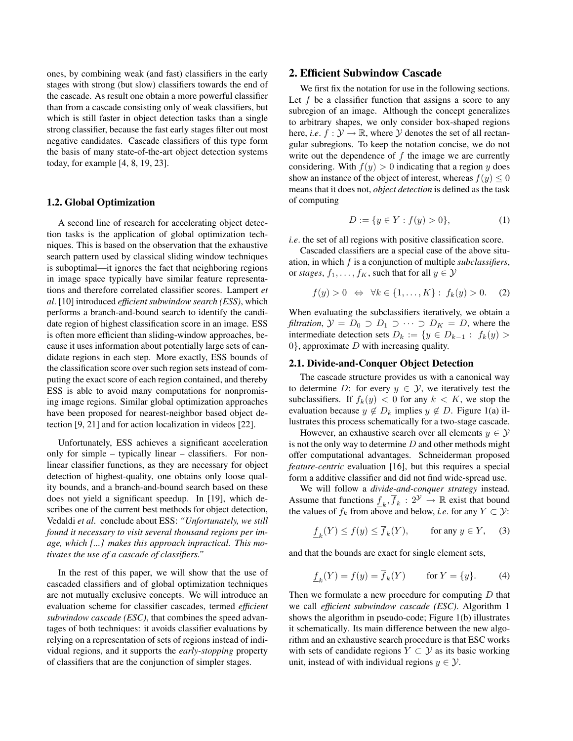ones, by combining weak (and fast) classifiers in the early stages with strong (but slow) classifiers towards the end of the cascade. As result one obtain a more powerful classifier than from a cascade consisting only of weak classifiers, but which is still faster in object detection tasks than a single strong classifier, because the fast early stages filter out most negative candidates. Cascade classifiers of this type form the basis of many state-of-the-art object detection systems today, for example [4, 8, 19, 23].

### 1.2. Global Optimization

A second line of research for accelerating object detection tasks is the application of global optimization techniques. This is based on the observation that the exhaustive search pattern used by classical sliding window techniques is suboptimal—it ignores the fact that neighboring regions in image space typically have similar feature representations and therefore correlated classifier scores. Lampert *et al*. [10] introduced *efficient subwindow search (ESS)*, which performs a branch-and-bound search to identify the candidate region of highest classification score in an image. ESS is often more efficient than sliding-window approaches, because it uses information about potentially large sets of candidate regions in each step. More exactly, ESS bounds of the classification score over such region sets instead of computing the exact score of each region contained, and thereby ESS is able to avoid many computations for nonpromising image regions. Similar global optimization approaches have been proposed for nearest-neighbor based object detection [9, 21] and for action localization in videos [22].

Unfortunately, ESS achieves a significant acceleration only for simple – typically linear – classifiers. For nonlinear classifier functions, as they are necessary for object detection of highest-quality, one obtains only loose quality bounds, and a branch-and-bound search based on these does not yield a significant speedup. In [19], which describes one of the current best methods for object detection, Vedaldi *et al*. conclude about ESS: *"Unfortunately, we still found it necessary to visit several thousand regions per image, which [...] makes this approach inpractical. This motivates the use of a cascade of classifiers."*

In the rest of this paper, we will show that the use of cascaded classifiers and of global optimization techniques are not mutually exclusive concepts. We will introduce an evaluation scheme for classifier cascades, termed *efficient subwindow cascade (ESC)*, that combines the speed advantages of both techniques: it avoids classifier evaluations by relying on a representation of sets of regions instead of individual regions, and it supports the *early-stopping* property of classifiers that are the conjunction of simpler stages.

## 2. Efficient Subwindow Cascade

We first fix the notation for use in the following sections. Let $f$ be a classifier function that assigns a score to any subregion of an image. Although the concept generalizes to arbitrary shapes, we only consider box-shaped regions here, *i.e.* $f : \mathcal{Y} \to \mathbb{R}$, where $\mathcal{Y}$ denotes the set of all rectangular subregions. To keep the notation concise, we do not write out the dependence of $f$ the image we are currently considering. With $f(y) > 0$ indicating that a region $y$ does show an instance of the object of interest, whereas $f(y) \leq 0$ means that it does not, *object detection* is defined as the task of computing

$$D := \{y \in Y : f(y) > 0\}, \tag{1}$$

*i.e*. the set of all regions with positive classification score.

Cascaded classifiers are a special case of the above situation, in which $f$ is a conjunction of multiple *subclassifiers*, or *stages*, $f_1, \ldots, f_K$, such that for all $y \in \mathcal{Y}$

$$f(y) > 0 \quad \Leftrightarrow \quad \forall k \in \{1, \ldots, K\} : \; f_k(y) > 0. \tag{2}$$

When evaluating the subclassifiers iteratively, we obtain a *filtration*, $\mathcal{Y} = D_0 \supset D_1 \supset \cdots \supset D_K = D$, where the intermediate detection sets $D_k := \{y \in D_{k-1} : \; f_k(y) > 0\}$, approximate $D$ with increasing quality.

### 2.1. Divide-and-Conquer Object Detection

The cascade structure provides us with a canonical way to determine $D$: for every $y \in \mathcal{Y}$, we iteratively test the subclassifiers. If $f_k(y) < 0$ for any $k < K$, we stop the evaluation because $y \notin D_k$ implies $y \notin D$. Figure 1(a) illustrates this process schematically for a two-stage cascade.

However, an exhaustive search over all elements $y \in \mathcal{Y}$ is not the only way to determine $D$ and other methods might offer computational advantages. Schneiderman proposed *feature-centric* evaluation [16], but this requires a special form a additive classifier and did not find wide-spread use.

We will follow a *divide-and-conquer strategy* instead. Assume that functions $\underline{f}_k, \overline{f}_k : 2^{\mathcal{Y}} \to \mathbb{R}$ exist that bound the values of $f_k$ from above and below, *i.e*. for any $Y \subset \mathcal{Y}$:

$$\underline{f}_k(Y) \leq f(y) \leq \overline{f}_k(Y), \qquad \text{for any } y \in Y, \tag{3}$$

and that the bounds are exact for single element sets,

$$\underline{f}_k(Y) = f(y) = \overline{f}_k(Y) \qquad \text{for } Y = \{y\}. \tag{4}$$

Then we formulate a new procedure for computing $D$ that we call *efficient subwindow cascade (ESC)*. Algorithm 1 shows the algorithm in pseudo-code; Figure 1(b) illustrates it schematically. Its main difference between the new algorithm and an exhaustive search procedure is that ESC works with sets of candidate regions $Y \subset \mathcal{Y}$ as its basic working unit, instead of with individual regions $y \in \mathcal{Y}$.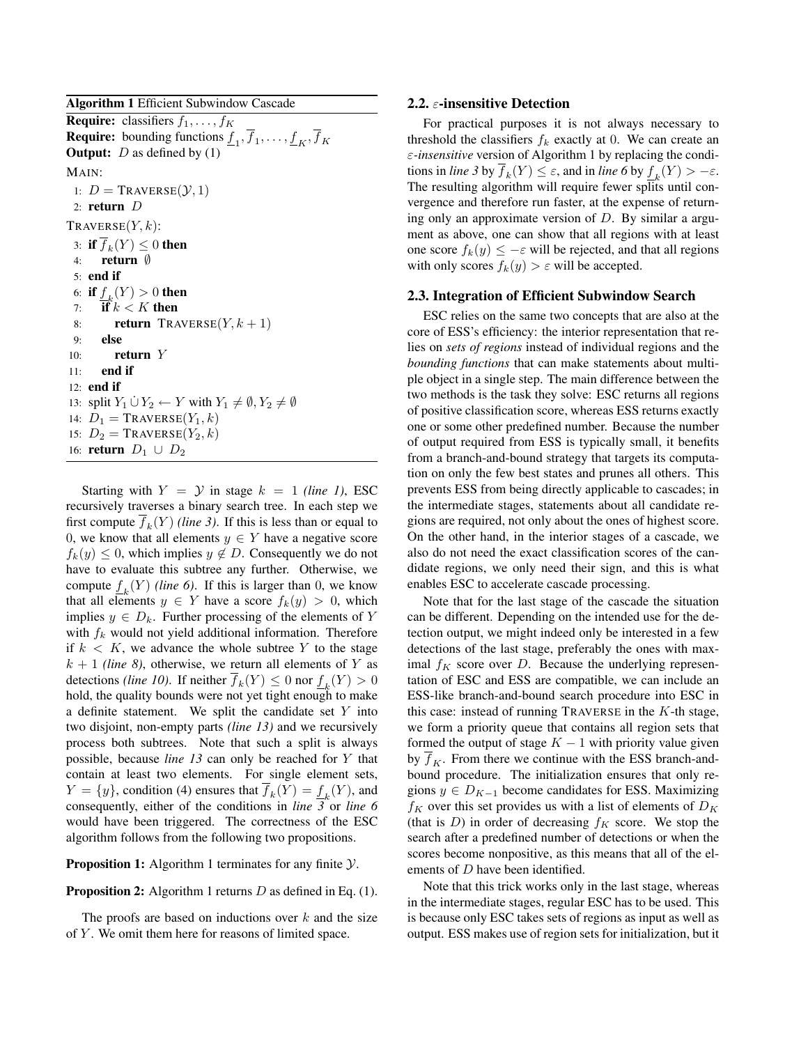**Algorithm 1** Efficient Subwindow Cascade

**Require:** classifiers $f_1, \dots, f_K$
**Require:** bounding functions $\underline{f}_1, \overline{f}_1, \dots, \underline{f}_K, \overline{f}_K$
**Output:** $D$ as defined by (1)

MAIN:
1: $D = \text{TRAVERSE}(\mathcal{Y}, 1)$
2: **return** $D$

TRAVERSE$(Y, k)$:
3: **if** $\overline{f}_k(Y) \leq 0$ **then**
4: &nbsp;&nbsp;&nbsp;**return** $\emptyset$
5: **end if**
6: **if** $\underline{f}_k(Y) > 0$ **then**
7: &nbsp;&nbsp;&nbsp;**if** $k < K$ **then**
8: &nbsp;&nbsp;&nbsp;&nbsp;&nbsp;&nbsp;**return** TRAVERSE$(Y, k+1)$
9: &nbsp;&nbsp;&nbsp;**else**
10: &nbsp;&nbsp;&nbsp;&nbsp;&nbsp;&nbsp;**return** $Y$
11: &nbsp;&nbsp;&nbsp;**end if**
12: **end if**
13: split $Y_1 \dot{\cup} Y_2 \leftarrow Y$ with $Y_1 \neq \emptyset, Y_2 \neq \emptyset$
14: $D_1 = \text{TRAVERSE}(Y_1, k)$
15: $D_2 = \text{TRAVERSE}(Y_2, k)$
16: **return** $D_1 \cup D_2$

Starting with $Y = \mathcal{Y}$ in stage $k = 1$ *(line 1)*, ESC recursively traverses a binary search tree. In each step we first compute $\overline{f}_k(Y)$ *(line 3)*. If this is less than or equal to 0, we know that all elements $y \in Y$ have a negative score $f_k(y) \leq 0$, which implies $y \notin D$. Consequently we do not have to evaluate this subtree any further. Otherwise, we compute $\underline{f}_k(Y)$ *(line 6)*. If this is larger than 0, we know that all elements $y \in Y$ have a score $f_k(y) > 0$, which implies $y \in D_k$. Further processing of the elements of $Y$ with $f_k$ would not yield additional information. Therefore if $k < K$, we advance the whole subtree $Y$ to the stage $k+1$ *(line 8)*, otherwise, we return all elements of $Y$ as detections *(line 10)*. If neither $\overline{f}_k(Y) \leq 0$ nor $\underline{f}_k(Y) > 0$ hold, the quality bounds were not yet tight enough to make a definite statement. We split the candidate set $Y$ into two disjoint, non-empty parts *(line 13)* and we recursively process both subtrees. Note that such a split is always possible, because *line 13* can only be reached for $Y$ that contain at least two elements. For single element sets, $Y = \{y\}$, condition (4) ensures that $\overline{f}_k(Y) = \underline{f}_k(Y)$, and consequently, either of the conditions in *line 3* or *line 6* would have been triggered. The correctness of the ESC algorithm follows from the following two propositions.

**Proposition 1:** Algorithm 1 terminates for any finite $\mathcal{Y}$.

**Proposition 2:** Algorithm 1 returns $D$ as defined in Eq. (1).

The proofs are based on inductions over $k$ and the size of $Y$. We omit them here for reasons of limited space.

### 2.2. $\varepsilon$-insensitive Detection

For practical purposes it is not always necessary to threshold the classifiers $f_k$ exactly at 0. We can create an $\varepsilon$-*insensitive* version of Algorithm 1 by replacing the conditions in *line 3* by $\overline{f}_k(Y) \leq \varepsilon$, and in *line 6* by $\underline{f}_k(Y) > -\varepsilon$. The resulting algorithm will require fewer splits until convergence and therefore run faster, at the expense of returning only an approximate version of $D$. By similar a argument as above, one can show that all regions with at least one score $f_k(y) \leq -\varepsilon$ will be rejected, and that all regions with only scores $f_k(y) > \varepsilon$ will be accepted.

### 2.3. Integration of Efficient Subwindow Search

ESC relies on the same two concepts that are also at the core of ESS's efficiency: the interior representation that relies on *sets of regions* instead of individual regions and the *bounding functions* that can make statements about multiple object in a single step. The main difference between the two methods is the task they solve: ESC returns all regions of positive classification score, whereas ESS returns exactly one or some other predefined number. Because the number of output required from ESS is typically small, it benefits from a branch-and-bound strategy that targets its computation on only the few best states and prunes all others. This prevents ESS from being directly applicable to cascades; in the intermediate stages, statements about all candidate regions are required, not only about the ones of highest score. On the other hand, in the interior stages of a cascade, we also do not need the exact classification scores of the candidate regions, we only need their sign, and this is what enables ESC to accelerate cascade processing.

Note that for the last stage of the cascade the situation can be different. Depending on the intended use for the detection output, we might indeed only be interested in a few detections of the last stage, preferably the ones with maximal $f_K$ score over $D$. Because the underlying representation of ESC and ESS are compatible, we can include an ESS-like branch-and-bound search procedure into ESC in this case: instead of running TRAVERSE in the $K$-th stage, we form a priority queue that contains all region sets that formed the output of stage $K-1$ with priority value given by $\overline{f}_K$. From there we continue with the ESS branch-and-bound procedure. The initialization ensures that only regions $y \in D_{K-1}$ become candidates for ESS. Maximizing $f_K$ over this set provides us with a list of elements of $D_K$ (that is $D$) in order of decreasing $f_K$ score. We stop the search after a predefined number of detections or when the scores become nonpositive, as this means that all of the elements of $D$ have been identified.

Note that this trick works only in the last stage, whereas in the intermediate stages, regular ESC has to be used. This is because only ESC takes sets of regions as input as well as output. ESS makes use of region sets for initialization, but it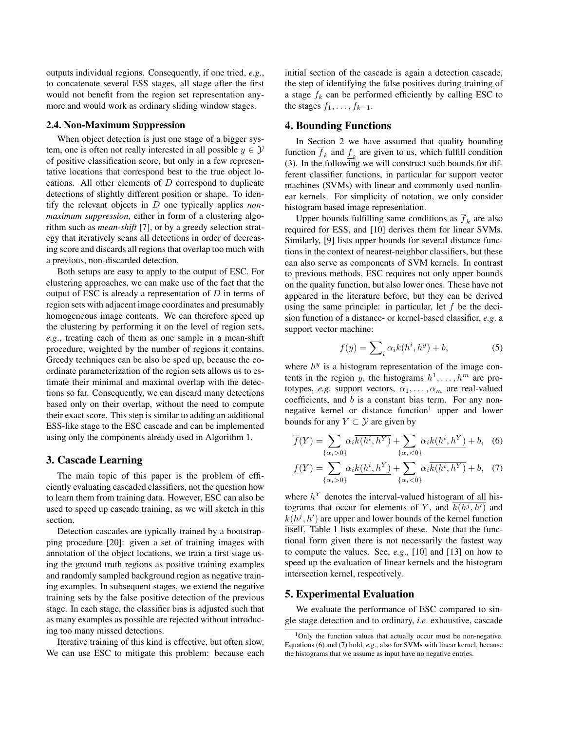outputs individual regions. Consequently, if one tried, *e.g.*, to concatenate several ESS stages, all stage after the first would not benefit from the region set representation anymore and would work as ordinary sliding window stages.

### 2.4. Non-Maximum Suppression

When object detection is just one stage of a bigger system, one is often not really interested in all possible $y \in \mathcal{Y}$ of positive classification score, but only in a few representative locations that correspond best to the true object locations. All other elements of $D$ correspond to duplicate detections of slightly different position or shape. To identify the relevant objects in $D$ one typically applies *non-maximum suppression*, either in form of a clustering algorithm such as *mean-shift* [7], or by a greedy selection strategy that iteratively scans all detections in order of decreasing score and discards all regions that overlap too much with a previous, non-discarded detection.

Both setups are easy to apply to the output of ESC. For clustering approaches, we can make use of the fact that the output of ESC is already a representation of $D$ in terms of region sets with adjacent image coordinates and presumably homogeneous image contents. We can therefore speed up the clustering by performing it on the level of region sets, *e.g.*, treating each of them as one sample in a mean-shift procedure, weighted by the number of regions it contains. Greedy techniques can be also be sped up, because the coordinate parameterization of the region sets allows us to estimate their minimal and maximal overlap with the detections so far. Consequently, we can discard many detections based only on their overlap, without the need to compute their exact score. This step is similar to adding an additional ESS-like stage to the ESC cascade and can be implemented using only the components already used in Algorithm 1.

## 3. Cascade Learning

The main topic of this paper is the problem of efficiently evaluating cascaded classifiers, not the question how to learn them from training data. However, ESC can also be used to speed up cascade training, as we will sketch in this section.

Detection cascades are typically trained by a bootstrapping procedure [20]: given a set of training images with annotation of the object locations, we train a first stage using the ground truth regions as positive training examples and randomly sampled background region as negative training examples. In subsequent stages, we extend the negative training sets by the false positive detection of the previous stage. In each stage, the classifier bias is adjusted such that as many examples as possible are rejected without introducing too many missed detections.

Iterative training of this kind is effective, but often slow. We can use ESC to mitigate this problem: because each initial section of the cascade is again a detection cascade, the step of identifying the false positives during training of a stage $f_k$ can be performed efficiently by calling ESC to the stages $f_1, \dots, f_{k-1}$.

## 4. Bounding Functions

In Section 2 we have assumed that quality bounding function $\overline{f}_k$ and $\underline{f}_k$ are given to us, which fulfill condition (3). In the following we will construct such bounds for different classifier functions, in particular for support vector machines (SVMs) with linear and commonly used nonlinear kernels. For simplicity of notation, we only consider histogram based image representation.

Upper bounds fulfilling same conditions as $\overline{f}_k$ are also required for ESS, and [10] derives them for linear SVMs. Similarly, [9] lists upper bounds for several distance functions in the context of nearest-neighbor classifiers, but these can also serve as components of SVM kernels. In contrast to previous methods, ESC requires not only upper bounds on the quality function, but also lower ones. These have not appeared in the literature before, but they can be derived using the same principle: in particular, let $f$ be the decision function of a distance- or kernel-based classifier, *e.g.* a support vector machine:

$$f(y) = \sum_i \alpha_i k(h^i, h^y) + b, \tag{5}$$

where $h^y$ is a histogram representation of the image contents in the region $y$, the histograms $h^1, \dots, h^m$ are prototypes, *e.g.* support vectors, $\alpha_1, \dots, \alpha_m$ are real-valued coefficients, and $b$ is a constant bias term. For any non-negative kernel or distance function[1] upper and lower bounds for any $Y \subset \mathcal{Y}$ are given by

$$\overline{f}(Y) = \sum_{\{\alpha_i > 0\}} \alpha_i \overline{k(h^i, h^Y)} + \sum_{\{\alpha_i < 0\}} \alpha_i \underline{k(h^i, h^Y)} + b, \tag{6}$$

$$\underline{f}(Y) = \sum_{\{\alpha_i > 0\}} \alpha_i \underline{k(h^i, h^Y)} + \sum_{\{\alpha_i < 0\}} \alpha_i \overline{k(h^i, h^Y)} + b, \tag{7}$$

where $h^Y$ denotes the interval-valued histogram of all histograms that occur for elements of $Y$, and $\overline{k(h^j, h')}$ and $\underline{k(h^j, h')}$ are upper and lower bounds of the kernel function itself. Table 1 lists examples of these. Note that the functional form given there is not necessarily the fastest way to compute the values. See, *e.g.*, [10] and [13] on how to speed up the evaluation of linear kernels and the histogram intersection kernel, respectively.

## 5. Experimental Evaluation

We evaluate the performance of ESC compared to single stage detection and to ordinary, *i.e*. exhaustive, cascade

[1] Only the function values that actually occur must be non-negative. Equations (6) and (7) hold, *e.g.*, also for SVMs with linear kernel, because the histograms that we assume as input have no negative entries.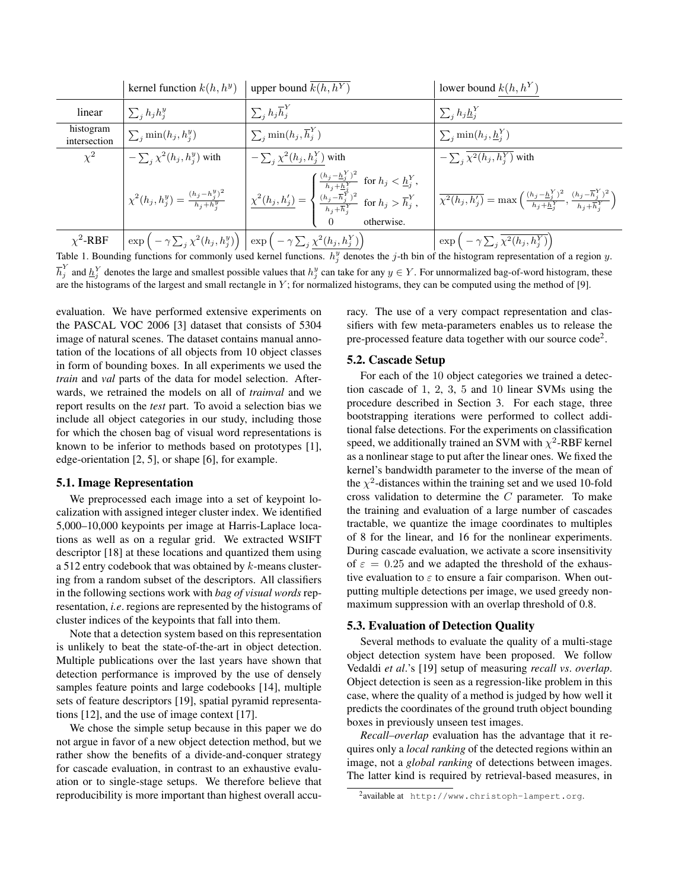| | kernel function $k(h, h^y)$ | upper bound $\overline{k(h, h^Y)}$ | lower bound $\underline{k(h, h^Y)}$ |
|---|---|---|---|
| linear | $\sum_j h_j h_j^y$ | $\sum_j h_j \overline{h}_j^Y$ | $\sum_j h_j \underline{h}_j^Y$ |
| histogram intersection | $\sum_j \min(h_j, h_j^y)$ | $\sum_j \min(h_j, \overline{h}_j^Y)$ | $\sum_j \min(h_j, \underline{h}_j^Y)$ |
| $\chi^2$ | $-\sum_j \chi^2(h_j, h_j^y)$ with $\chi^2(h_j, h_j^y) = \frac{(h_j - h_j^y)^2}{h_j + h_j^y}$ | $-\sum_j \underline{\chi^2(h_j, h_j^Y)}$ with $\underline{\chi^2(h_j, h'_j)} = \begin{cases} \frac{(h_j - \underline{h}_j^Y)^2}{h_j + \underline{h}_j^Y} & \text{for } h_j < \underline{h}_j^Y, \\ \frac{(h_j - \overline{h}_j^Y)^2}{h_j + \overline{h}_j^Y} & \text{for } h_j > \overline{h}_j^Y, \\ 0 & \text{otherwise.} \end{cases}$ | $-\sum_j \overline{\chi^2(h_j, h_j^Y)}$ with $\overline{\chi^2(h_j, h'_j)} = \max\Big(\frac{(h_j - \underline{h}_j^Y)^2}{h_j + \underline{h}_j^Y}, \frac{(h_j - \overline{h}_j^Y)^2}{h_j + \overline{h}_j^Y}\Big)$ |
| $\chi^2$-RBF | $\exp\Big(-\gamma \sum_j \chi^2(h_j, h_j^y)\Big)$ | $\exp\Big(-\gamma \sum_j \underline{\chi^2(h_j, h_j^Y)}\Big)$ | $\exp\Big(-\gamma \sum_j \overline{\chi^2(h_j, h_j^Y)}\Big)$ |

Table 1. Bounding functions for commonly used kernel functions. $h_j^y$ denotes the $j$-th bin of the histogram representation of a region $y$. $\overline{h}_j^Y$ and $\underline{h}_j^Y$ denotes the large and smallest possible values that $h_j^y$ can take for any $y \in Y$. For unnormalized bag-of-word histogram, these are the histograms of the largest and small rectangle in $Y$; for normalized histograms, they can be computed using the method of [9].

evaluation. We have performed extensive experiments on the PASCAL VOC 2006 [3] dataset that consists of 5304 image of natural scenes. The dataset contains manual annotation of the locations of all objects from 10 object classes in form of bounding boxes. In all experiments we used the *train* and *val* parts of the data for model selection. Afterwards, we retrained the models on all of *trainval* and we report results on the *test* part. To avoid a selection bias we include all object categories in our study, including those for which the chosen bag of visual word representations is known to be inferior to methods based on prototypes [1], edge-orientation [2, 5], or shape [6], for example.

### 5.1. Image Representation

We preprocessed each image into a set of keypoint localization with assigned integer cluster index. We identified 5,000–10,000 keypoints per image at Harris-Laplace locations as well as on a regular grid. We extracted WSIFT descriptor [18] at these locations and quantized them using a 512 entry codebook that was obtained by $k$-means clustering from a random subset of the descriptors. All classifiers in the following sections work with *bag of visual words* representation, *i.e*. regions are represented by the histograms of cluster indices of the keypoints that fall into them.

Note that a detection system based on this representation is unlikely to beat the state-of-the-art in object detection. Multiple publications over the last years have shown that detection performance is improved by the use of densely samples feature points and large codebooks [14], multiple sets of feature descriptors [19], spatial pyramid representations [12], and the use of image context [17].

We chose the simple setup because in this paper we do not argue in favor of a new object detection method, but we rather show the benefits of a divide-and-conquer strategy for cascade evaluation, in contrast to an exhaustive evaluation or to single-stage setups. We therefore believe that reproducibility is more important than highest overall accuracy. The use of a very compact representation and classifiers with few meta-parameters enables us to release the pre-processed feature data together with our source code[2].

### 5.2. Cascade Setup

For each of the 10 object categories we trained a detection cascade of 1, 2, 3, 5 and 10 linear SVMs using the procedure described in Section 3. For each stage, three bootstrapping iterations were performed to collect additional false detections. For the experiments on classification speed, we additionally trained an SVM with $\chi^2$-RBF kernel as a nonlinear stage to put after the linear ones. We fixed the kernel's bandwidth parameter to the inverse of the mean of the $\chi^2$-distances within the training set and we used 10-fold cross validation to determine the $C$ parameter. To make the training and evaluation of a large number of cascades tractable, we quantize the image coordinates to multiples of 8 for the linear, and 16 for the nonlinear experiments. During cascade evaluation, we activate a score insensitivity of $\varepsilon = 0.25$ and we adapted the threshold of the exhaustive evaluation to $\varepsilon$ to ensure a fair comparison. When outputting multiple detections per image, we used greedy non-maximum suppression with an overlap threshold of 0.8.

### 5.3. Evaluation of Detection Quality

Several methods to evaluate the quality of a multi-stage object detection system have been proposed. We follow Vedaldi *et al*.'s [19] setup of measuring *recall vs. overlap*. Object detection is seen as a regression-like problem in this case, where the quality of a method is judged by how well it predicts the coordinates of the ground truth object bounding boxes in previously unseen test images.

*Recall–overlap* evaluation has the advantage that it requires only a *local ranking* of the detected regions within an image, not a *global ranking* of detections between images. The latter kind is required by retrieval-based measures, in

[2] available at http://www.christoph-lampert.org.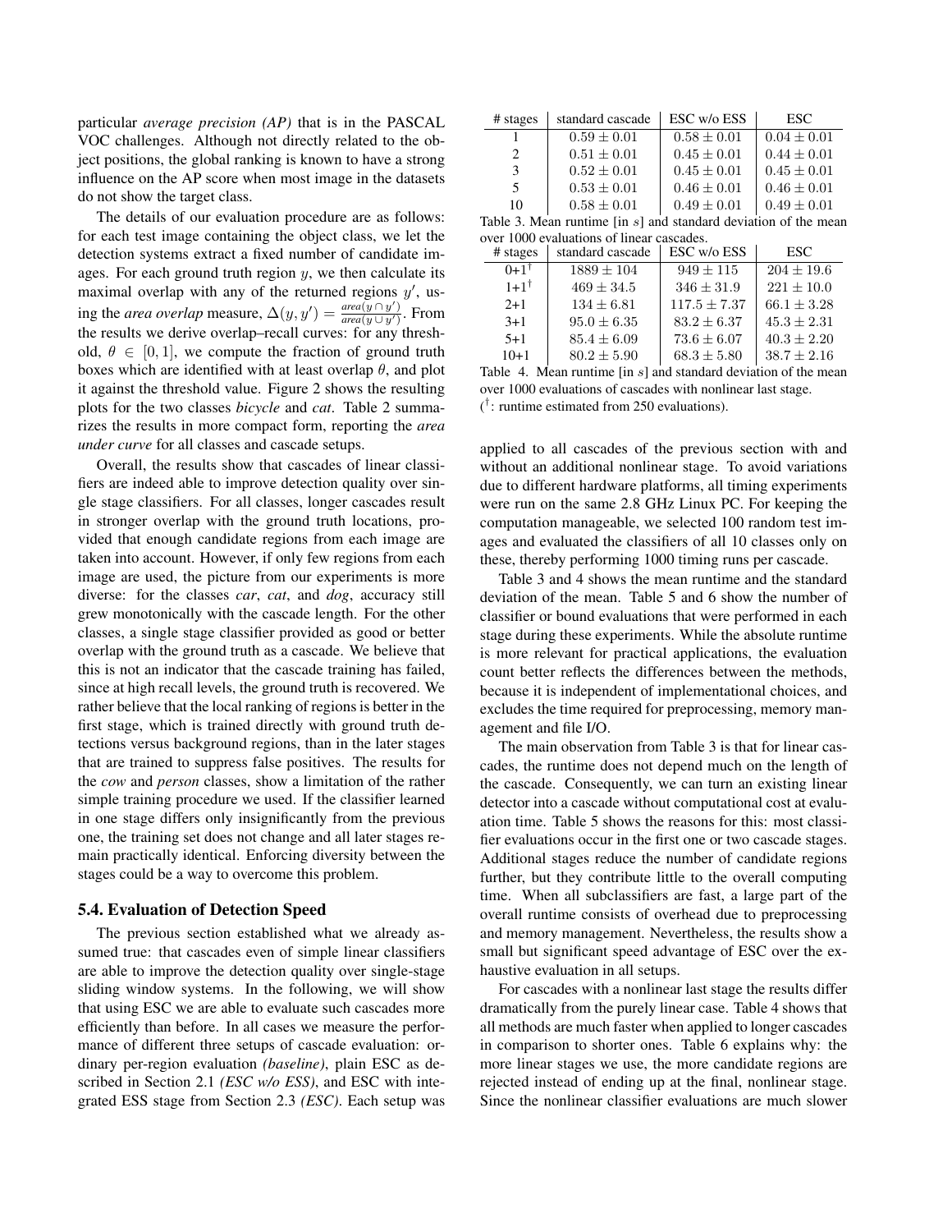particular *average precision (AP)* that is in the PASCAL VOC challenges. Although not directly related to the object positions, the global ranking is known to have a strong influence on the AP score when most image in the datasets do not show the target class.

The details of our evaluation procedure are as follows: for each test image containing the object class, we let the detection systems extract a fixed number of candidate images. For each ground truth region $y$, we then calculate its maximal overlap with any of the returned regions $y'$, using the *area overlap* measure, $\Delta(y, y') = \frac{area(y \cap y')}{area(y \cup y')}$. From the results we derive overlap–recall curves: for any threshold, $\theta \in [0, 1]$, we compute the fraction of ground truth boxes which are identified with at least overlap $\theta$, and plot it against the threshold value. Figure 2 shows the resulting plots for the two classes *bicycle* and *cat*. Table 2 summarizes the results in more compact form, reporting the *area under curve* for all classes and cascade setups.

Overall, the results show that cascades of linear classifiers are indeed able to improve detection quality over single stage classifiers. For all classes, longer cascades result in stronger overlap with the ground truth locations, provided that enough candidate regions from each image are taken into account. However, if only few regions from each image are used, the picture from our experiments is more diverse: for the classes *car*, *cat*, and *dog*, accuracy still grew monotonically with the cascade length. For the other classes, a single stage classifier provided as good or better overlap with the ground truth as a cascade. We believe that this is not an indicator that the cascade training has failed, since at high recall levels, the ground truth is recovered. We rather believe that the local ranking of regions is better in the first stage, which is trained directly with ground truth detections versus background regions, than in the later stages that are trained to suppress false positives. The results for the *cow* and *person* classes, show a limitation of the rather simple training procedure we used. If the classifier learned in one stage differs only insignificantly from the previous one, the training set does not change and all later stages remain practically identical. Enforcing diversity between the stages could be a way to overcome this problem.

### 5.4. Evaluation of Detection Speed

The previous section established what we already assumed true: that cascades even of simple linear classifiers are able to improve the detection quality over single-stage sliding window systems. In the following, we will show that using ESC we are able to evaluate such cascades more efficiently than before. In all cases we measure the performance of different three setups of cascade evaluation: ordinary per-region evaluation *(baseline)*, plain ESC as described in Section 2.1 *(ESC w/o ESS)*, and ESC with integrated ESS stage from Section 2.3 *(ESC)*. Each setup was applied to all cascades of the previous section with and without an additional nonlinear stage. To avoid variations due to different hardware platforms, all timing experiments were run on the same 2.8 GHz Linux PC. For keeping the computation manageable, we selected 100 random test images and evaluated the classifiers of all 10 classes only on these, thereby performing 1000 timing runs per cascade.

| # stages | standard cascade | ESC w/o ESS | ESC |
|---|---|---|---|
| 1 | $0.59 \pm 0.01$ | $0.58 \pm 0.01$ | $0.04 \pm 0.01$ |
| 2 | $0.51 \pm 0.01$ | $0.45 \pm 0.01$ | $0.44 \pm 0.01$ |
| 3 | $0.52 \pm 0.01$ | $0.45 \pm 0.01$ | $0.45 \pm 0.01$ |
| 5 | $0.53 \pm 0.01$ | $0.46 \pm 0.01$ | $0.46 \pm 0.01$ |
| 10 | $0.58 \pm 0.01$ | $0.49 \pm 0.01$ | $0.49 \pm 0.01$ |

Table 3. Mean runtime [in $s$] and standard deviation of the mean over 1000 evaluations of linear cascades.

| # stages | standard cascade | ESC w/o ESS | ESC |
|---|---|---|---|
| 0+1$^{\dagger}$ | $1889 \pm 104$ | $949 \pm 115$ | $204 \pm 19.6$ |
| 1+1$^{\dagger}$ | $469 \pm 34.5$ | $346 \pm 31.9$ | $221 \pm 10.0$ |
| 2+1 | $134 \pm 6.81$ | $117.5 \pm 7.37$ | $66.1 \pm 3.28$ |
| 3+1 | $95.0 \pm 6.35$ | $83.2 \pm 6.37$ | $45.3 \pm 2.31$ |
| 5+1 | $85.4 \pm 6.09$ | $73.6 \pm 6.07$ | $40.3 \pm 2.20$ |
| 10+1 | $80.2 \pm 5.90$ | $68.3 \pm 5.80$ | $38.7 \pm 2.16$ |

Table 4. Mean runtime [in $s$] and standard deviation of the mean over 1000 evaluations of cascades with nonlinear last stage. ($^{\dagger}$: runtime estimated from 250 evaluations).

Table 3 and 4 shows the mean runtime and the standard deviation of the mean. Table 5 and 6 show the number of classifier or bound evaluations that were performed in each stage during these experiments. While the absolute runtime is more relevant for practical applications, the evaluation count better reflects the differences between the methods, because it is independent of implementational choices, and excludes the time required for preprocessing, memory management and file I/O.

The main observation from Table 3 is that for linear cascades, the runtime does not depend much on the length of the cascade. Consequently, we can turn an existing linear detector into a cascade without computational cost at evaluation time. Table 5 shows the reasons for this: most classifier evaluations occur in the first one or two cascade stages. Additional stages reduce the number of candidate regions further, but they contribute little to the overall computing time. When all subclassifiers are fast, a large part of the overall runtime consists of overhead due to preprocessing and memory management. Nevertheless, the results show a small but significant speed advantage of ESC over the exhaustive evaluation in all setups.

For cascades with a nonlinear last stage the results differ dramatically from the purely linear case. Table 4 shows that all methods are much faster when applied to longer cascades in comparison to shorter ones. Table 6 explains why: the more linear stages we use, the more candidate regions are rejected instead of ending up at the final, nonlinear stage. Since the nonlinear classifier evaluations are much slower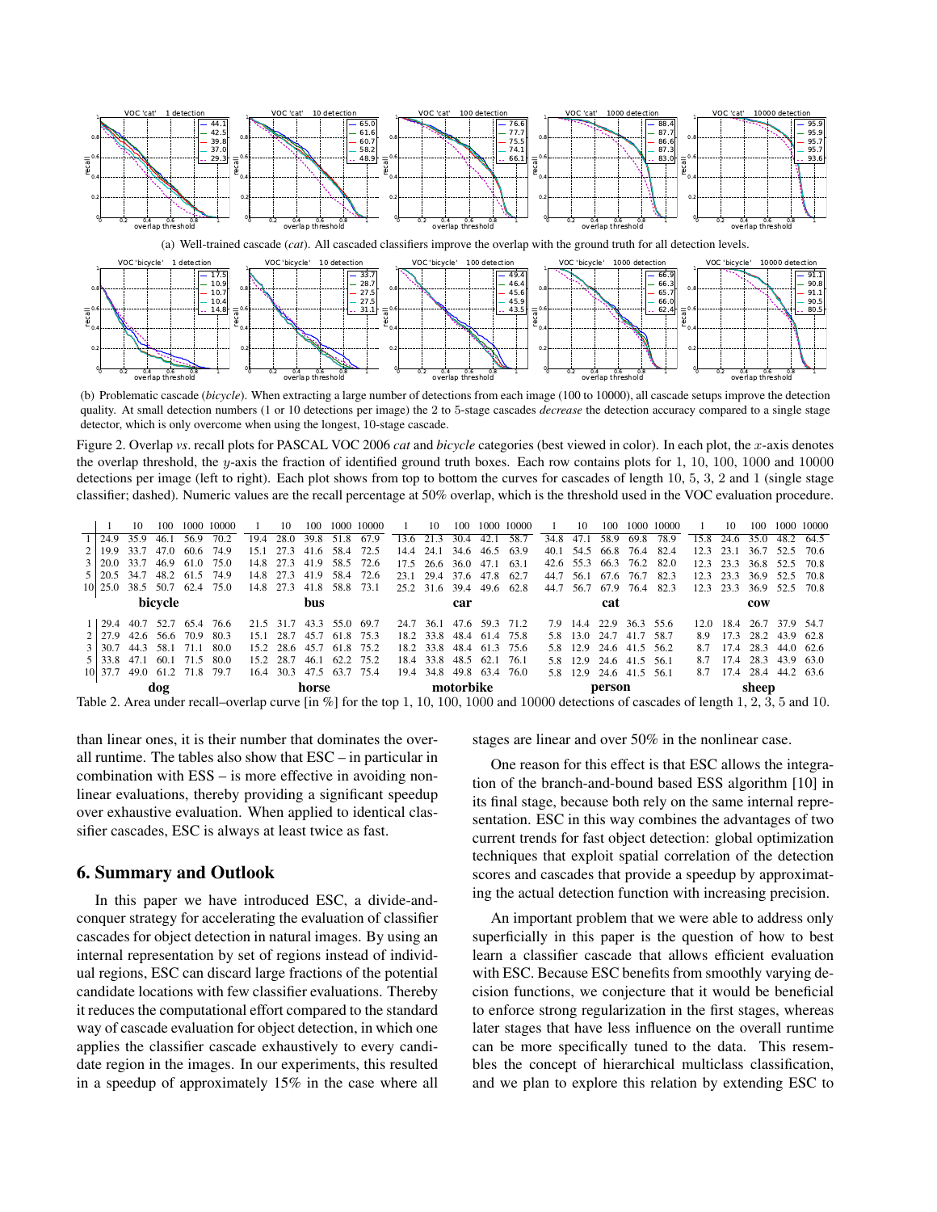(a) Well-trained cascade (*cat*). All cascaded classifiers improve the overlap with the ground truth for all detection levels.

(b) Problematic cascade (*bicycle*). When extracting a large number of detections from each image (100 to 10000), all cascade setups improve the detection quality. At small detection numbers (1 or 10 detections per image) the 2 to 5-stage cascades *decrease* the detection accuracy compared to a single stage detector, which is only overcome when using the longest, 10-stage cascade.

Figure 2. Overlap *vs*. recall plots for PASCAL VOC 2006 *cat* and *bicycle* categories (best viewed in color). In each plot, the $x$-axis denotes the overlap threshold, the $y$-axis the fraction of identified ground truth boxes. Each row contains plots for 1, 10, 100, 1000 and 10000 detections per image (left to right). Each plot shows from top to bottom the curves for cascades of length 10, 5, 3, 2 and 1 (single stage classifier; dashed). Numeric values are the recall percentage at 50% overlap, which is the threshold used in the VOC evaluation procedure.

| | bicycle | | | | | bus | | | | | car | | | | | cat | | | | | cow | | | | |
|---|---|---|---|---|---|---|---|---|---|---|---|---|---|---|---|---|---|---|---|---|---|---|---|---|---|
| | 1 | 10 | 100 | 1000 | 10000 | 1 | 10 | 100 | 1000 | 10000 | 1 | 10 | 100 | 1000 | 10000 | 1 | 10 | 100 | 1000 | 10000 | 1 | 10 | 100 | 1000 | 10000 |
| 1 | 24.9 | 35.9 | 46.1 | 56.9 | 70.2 | 19.4 | 28.0 | 39.8 | 51.8 | 67.9 | 13.6 | 21.3 | 30.4 | 42.1 | 58.7 | 34.8 | 47.1 | 58.9 | 69.8 | 78.9 | 15.8 | 24.6 | 35.0 | 48.2 | 64.5 |
| 2 | 19.9 | 33.7 | 47.0 | 60.6 | 74.9 | 15.1 | 27.3 | 41.6 | 58.4 | 72.5 | 14.4 | 24.1 | 34.6 | 46.5 | 63.9 | 40.1 | 54.5 | 66.8 | 76.4 | 82.4 | 12.3 | 23.1 | 36.7 | 52.5 | 70.6 |
| 3 | 20.0 | 33.7 | 46.9 | 61.0 | 75.0 | 14.8 | 27.3 | 41.9 | 58.5 | 72.6 | 17.5 | 26.6 | 36.0 | 47.1 | 63.1 | 42.6 | 55.3 | 66.3 | 76.2 | 82.0 | 12.3 | 23.3 | 36.8 | 52.5 | 70.8 |
| 5 | 20.5 | 34.7 | 48.2 | 61.5 | 74.9 | 14.8 | 27.3 | 41.9 | 58.4 | 72.6 | 23.1 | 29.4 | 37.6 | 47.8 | 62.7 | 44.7 | 56.1 | 67.6 | 76.7 | 82.3 | 12.3 | 23.3 | 36.9 | 52.5 | 70.8 |
| 10 | 25.0 | 38.5 | 50.7 | 62.4 | 75.0 | 14.8 | 27.3 | 41.8 | 58.8 | 73.1 | 25.2 | 31.6 | 39.4 | 49.6 | 62.8 | 44.7 | 56.7 | 67.9 | 76.4 | 82.3 | 12.3 | 23.3 | 36.9 | 52.5 | 70.8 |

| | dog | | | | | horse | | | | | motorbike | | | | | person | | | | | sheep | | | | |
|---|---|---|---|---|---|---|---|---|---|---|---|---|---|---|---|---|---|---|---|---|---|---|---|---|---|
| | 1 | 10 | 100 | 1000 | 10000 | 1 | 10 | 100 | 1000 | 10000 | 1 | 10 | 100 | 1000 | 10000 | 1 | 10 | 100 | 1000 | 10000 | 1 | 10 | 100 | 1000 | 10000 |
| 1 | 29.4 | 40.7 | 52.7 | 65.4 | 76.6 | 21.5 | 31.7 | 43.3 | 55.0 | 69.7 | 24.7 | 36.1 | 47.6 | 59.3 | 71.2 | 7.9 | 14.4 | 22.9 | 36.3 | 55.6 | 12.0 | 18.4 | 26.7 | 37.9 | 54.7 |
| 2 | 27.9 | 42.6 | 56.6 | 70.9 | 80.3 | 15.1 | 28.7 | 45.7 | 61.8 | 75.3 | 18.2 | 33.8 | 48.4 | 61.4 | 75.8 | 5.8 | 13.0 | 24.7 | 41.7 | 58.7 | 8.9 | 17.3 | 28.2 | 43.9 | 62.8 |
| 3 | 30.7 | 44.3 | 58.1 | 71.1 | 80.0 | 15.2 | 28.6 | 45.7 | 61.8 | 75.2 | 18.2 | 33.8 | 48.4 | 61.3 | 75.6 | 5.8 | 12.9 | 24.6 | 41.5 | 56.2 | 8.7 | 17.4 | 28.3 | 44.0 | 62.6 |
| 5 | 33.8 | 47.1 | 60.1 | 71.5 | 80.0 | 15.2 | 28.7 | 46.1 | 62.2 | 75.2 | 18.4 | 33.8 | 48.5 | 62.1 | 76.1 | 5.8 | 12.9 | 24.6 | 41.5 | 56.1 | 8.7 | 17.4 | 28.3 | 43.9 | 63.0 |
| 10 | 37.7 | 49.0 | 61.2 | 71.8 | 79.7 | 16.4 | 30.3 | 47.5 | 63.7 | 75.4 | 19.4 | 34.8 | 49.8 | 63.4 | 76.0 | 5.8 | 12.9 | 24.6 | 41.5 | 56.1 | 8.7 | 17.4 | 28.4 | 44.2 | 63.6 |

Table 2. Area under recall–overlap curve [in %] for the top 1, 10, 100, 1000 and 10000 detections of cascades of length 1, 2, 3, 5 and 10.

than linear ones, it is their number that dominates the overall runtime. The tables also show that ESC – in particular in combination with ESS – is more effective in avoiding nonlinear evaluations, thereby providing a significant speedup over exhaustive evaluation. When applied to identical classifier cascades, ESC is always at least twice as fast.

## 6. Summary and Outlook

In this paper we have introduced ESC, a divide-and-conquer strategy for accelerating the evaluation of classifier cascades for object detection in natural images. By using an internal representation by set of regions instead of individual regions, ESC can discard large fractions of the potential candidate locations with few classifier evaluations. Thereby it reduces the computational effort compared to the standard way of cascade evaluation for object detection, in which one applies the classifier cascade exhaustively to every candidate region in the images. In our experiments, this resulted in a speedup of approximately 15% in the case where all stages are linear and over 50% in the nonlinear case.

One reason for this effect is that ESC allows the integration of the branch-and-bound based ESS algorithm [10] in its final stage, because both rely on the same internal representation. ESC in this way combines the advantages of two current trends for fast object detection: global optimization techniques that exploit spatial correlation of the detection scores and cascades that provide a speedup by approximating the actual detection function with increasing precision.

An important problem that we were able to address only superficially in this paper is the question of how to best learn a classifier cascade that allows efficient evaluation with ESC. Because ESC benefits from smoothly varying decision functions, we conjecture that it would be beneficial to enforce strong regularization in the first stages, whereas later stages that have less influence on the overall runtime can be more specifically tuned to the data. This resembles the concept of hierarchical multiclass classification, and we plan to explore this relation by extending ESC to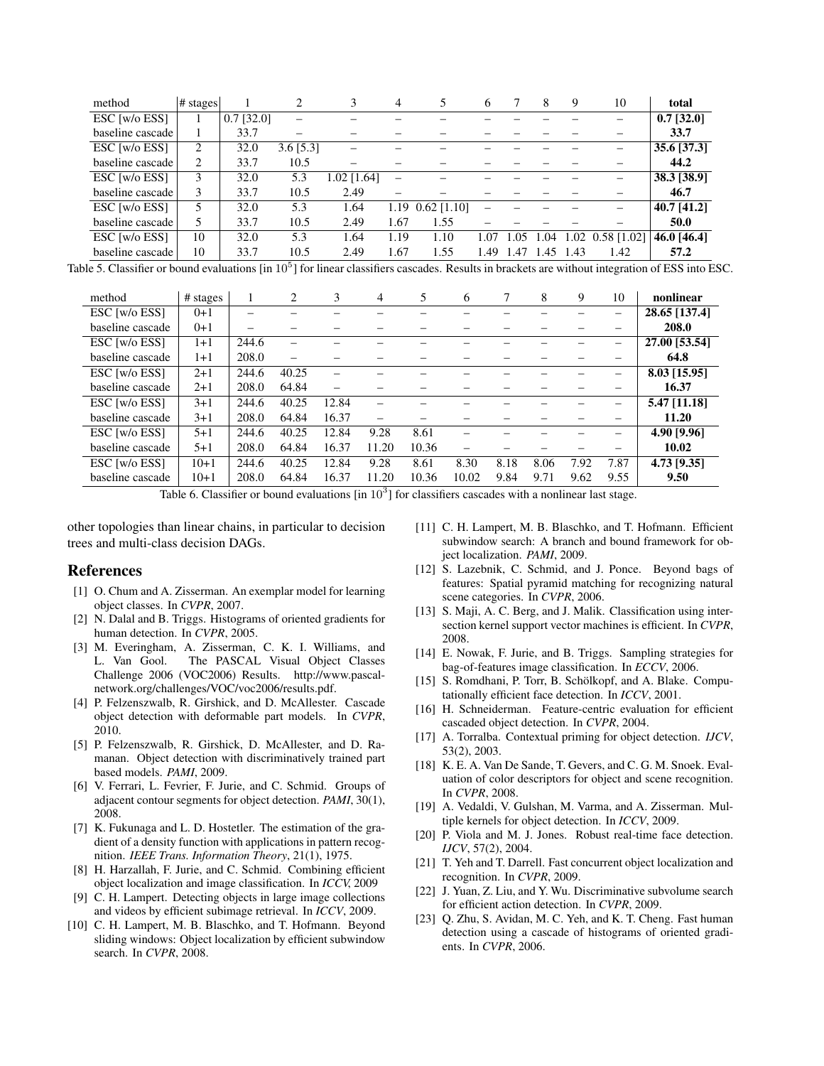| method | # stages | 1 | 2 | 3 | 4 | 5 | 6 | 7 | 8 | 9 | 10 | total |
|---|---|---|---|---|---|---|---|---|---|---|---|---|
| ESC [w/o ESS] | 1 | 0.7 [32.0] | – | – | – | – | – | – | – | – | – | **0.7 [32.0]** |
| baseline cascade | 1 | 33.7 | – | – | – | – | – | – | – | – | – | **33.7** |
| ESC [w/o ESS] | 2 | 32.0 | 3.6 [5.3] | – | – | – | – | – | – | – | – | **35.6 [37.3]** |
| baseline cascade | 2 | 33.7 | 10.5 | – | – | – | – | – | – | – | – | **44.2** |
| ESC [w/o ESS] | 3 | 32.0 | 5.3 | 1.02 [1.64] | – | – | – | – | – | – | – | **38.3 [38.9]** |
| baseline cascade | 3 | 33.7 | 10.5 | 2.49 | – | – | – | – | – | – | – | **46.7** |
| ESC [w/o ESS] | 5 | 32.0 | 5.3 | 1.64 | 1.19 | 0.62 [1.10] | – | – | – | – | – | **40.7 [41.2]** |
| baseline cascade | 5 | 33.7 | 10.5 | 2.49 | 1.67 | 1.55 | – | – | – | – | – | **50.0** |
| ESC [w/o ESS] | 10 | 32.0 | 5.3 | 1.64 | 1.19 | 1.10 | 1.07 | 1.05 | 1.04 | 1.02 | 0.58 [1.02] | **46.0 [46.4]** |
| baseline cascade | 10 | 33.7 | 10.5 | 2.49 | 1.67 | 1.55 | 1.49 | 1.47 | 1.45 | 1.43 | 1.42 | **57.2** |

Table 5. Classifier or bound evaluations [in $10^5$] for linear classifiers cascades. Results in brackets are without integration of ESS into ESC.

| method | # stages | 1 | 2 | 3 | 4 | 5 | 6 | 7 | 8 | 9 | 10 | nonlinear |
|---|---|---|---|---|---|---|---|---|---|---|---|---|
| ESC [w/o ESS] | 0+1 | – | – | – | – | – | – | – | – | – | – | **28.65 [137.4]** |
| baseline cascade | 0+1 | – | – | – | – | – | – | – | – | – | – | **208.0** |
| ESC [w/o ESS] | 1+1 | 244.6 | – | – | – | – | – | – | – | – | – | **27.00 [53.54]** |
| baseline cascade | 1+1 | 208.0 | – | – | – | – | – | – | – | – | – | **64.8** |
| ESC [w/o ESS] | 2+1 | 244.6 | 40.25 | – | – | – | – | – | – | – | – | **8.03 [15.95]** |
| baseline cascade | 2+1 | 208.0 | 64.84 | – | – | – | – | – | – | – | – | **16.37** |
| ESC [w/o ESS] | 3+1 | 244.6 | 40.25 | 12.84 | – | – | – | – | – | – | – | **5.47 [11.18]** |
| baseline cascade | 3+1 | 208.0 | 64.84 | 16.37 | – | – | – | – | – | – | – | **11.20** |
| ESC [w/o ESS] | 5+1 | 244.6 | 40.25 | 12.84 | 9.28 | 8.61 | – | – | – | – | – | **4.90 [9.96]** |
| baseline cascade | 5+1 | 208.0 | 64.84 | 16.37 | 11.20 | 10.36 | – | – | – | – | – | **10.02** |
| ESC [w/o ESS] | 10+1 | 244.6 | 40.25 | 12.84 | 9.28 | 8.61 | 8.30 | 8.18 | 8.06 | 7.92 | 7.87 | **4.73 [9.35]** |
| baseline cascade | 10+1 | 208.0 | 64.84 | 16.37 | 11.20 | 10.36 | 10.02 | 9.84 | 9.71 | 9.62 | 9.55 | **9.50** |

Table 6. Classifier or bound evaluations [in $10^3$] for classifiers cascades with a nonlinear last stage.

other topologies than linear chains, in particular to decision trees and multi-class decision DAGs.

## References

[1] O. Chum and A. Zisserman. An exemplar model for learning object classes. In *CVPR*, 2007.

[2] N. Dalal and B. Triggs. Histograms of oriented gradients for human detection. In *CVPR*, 2005.

[3] M. Everingham, A. Zisserman, C. K. I. Williams, and L. Van Gool. The PASCAL Visual Object Classes Challenge 2006 (VOC2006) Results. http://www.pascal-network.org/challenges/VOC/voc2006/results.pdf.

[4] P. Felzenszwalb, R. Girshick, and D. McAllester. Cascade object detection with deformable part models. In *CVPR*, 2010.

[5] P. Felzenszwalb, R. Girshick, D. McAllester, and D. Ramanan. Object detection with discriminatively trained part based models. *PAMI*, 2009.

[6] V. Ferrari, L. Fevrier, F. Jurie, and C. Schmid. Groups of adjacent contour segments for object detection. *PAMI*, 30(1), 2008.

[7] K. Fukunaga and L. D. Hostetler. The estimation of the gradient of a density function with applications in pattern recognition. *IEEE Trans. Information Theory*, 21(1), 1975.

[8] H. Harzallah, F. Jurie, and C. Schmid. Combining efficient object localization and image classification. In *ICCV*, 2009

[9] C. H. Lampert. Detecting objects in large image collections and videos by efficient subimage retrieval. In *ICCV*, 2009.

[10] C. H. Lampert, M. B. Blaschko, and T. Hofmann. Beyond sliding windows: Object localization by efficient subwindow search. In *CVPR*, 2008.

[11] C. H. Lampert, M. B. Blaschko, and T. Hofmann. Efficient subwindow search: A branch and bound framework for object localization. *PAMI*, 2009.

[12] S. Lazebnik, C. Schmid, and J. Ponce. Beyond bags of features: Spatial pyramid matching for recognizing natural scene categories. In *CVPR*, 2006.

[13] S. Maji, A. C. Berg, and J. Malik. Classification using intersection kernel support vector machines is efficient. In *CVPR*, 2008.

[14] E. Nowak, F. Jurie, and B. Triggs. Sampling strategies for bag-of-features image classification. In *ECCV*, 2006.

[15] S. Romdhani, P. Torr, B. Schölkopf, and A. Blake. Computationally efficient face detection. In *ICCV*, 2001.

[16] H. Schneiderman. Feature-centric evaluation for efficient cascaded object detection. In *CVPR*, 2004.

[17] A. Torralba. Contextual priming for object detection. *IJCV*, 53(2), 2003.

[18] K. E. A. Van De Sande, T. Gevers, and C. G. M. Snoek. Evaluation of color descriptors for object and scene recognition. In *CVPR*, 2008.

[19] A. Vedaldi, V. Gulshan, M. Varma, and A. Zisserman. Multiple kernels for object detection. In *ICCV*, 2009.

[20] P. Viola and M. J. Jones. Robust real-time face detection. *IJCV*, 57(2), 2004.

[21] T. Yeh and T. Darrell. Fast concurrent object localization and recognition. In *CVPR*, 2009.

[22] J. Yuan, Z. Liu, and Y. Wu. Discriminative subvolume search for efficient action detection. In *CVPR*, 2009.

[23] Q. Zhu, S. Avidan, M. C. Yeh, and K. T. Cheng. Fast human detection using a cascade of histograms of oriented gradients. In *CVPR*, 2006.